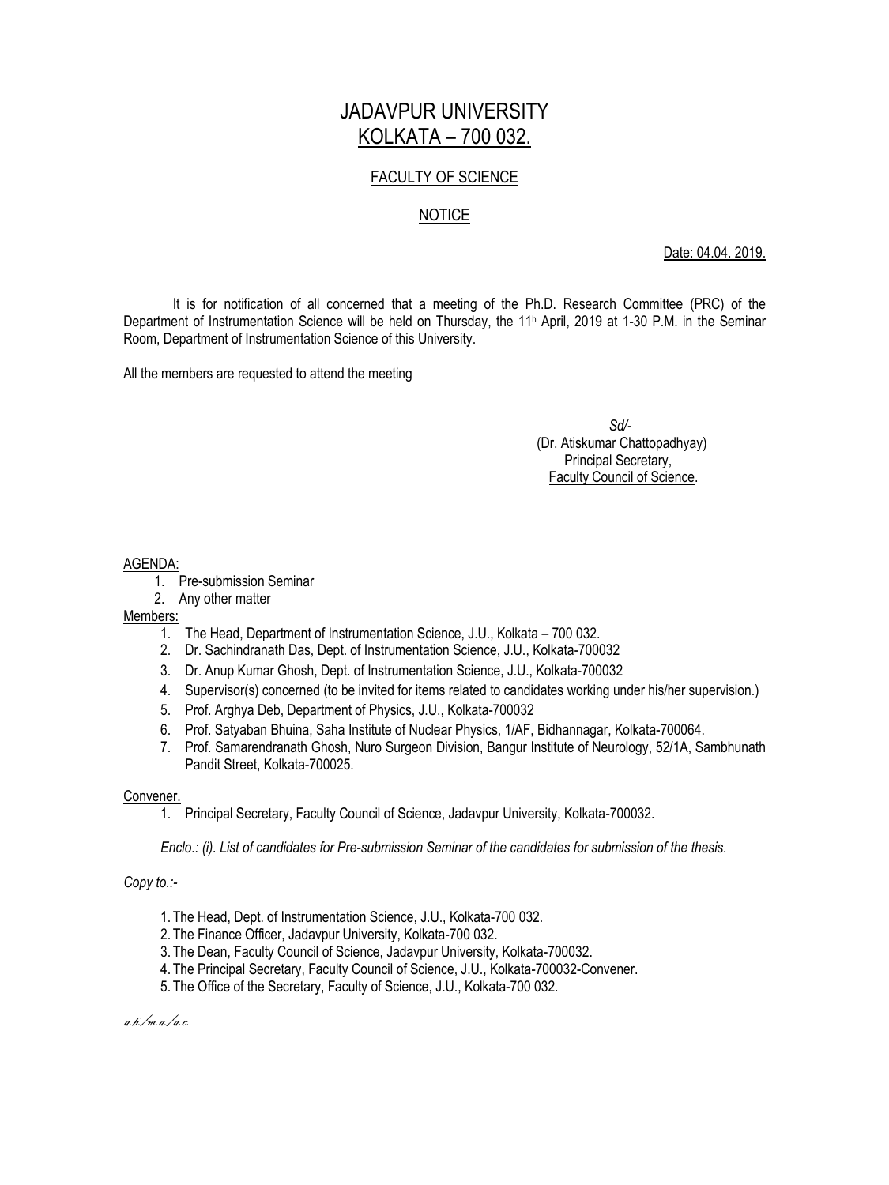# JADAVPUR UNIVERSITY
## KOLKATA – 700 032.

### FACULTY OF SCIENCE

### NOTICE

Date: 04.04. 2019.

It is for notification of all concerned that a meeting of the Ph.D. Research Committee (PRC) of the Department of Instrumentation Science will be held on Thursday, the 11h April, 2019 at 1-30 P.M. in the Seminar Room, Department of Instrumentation Science of this University.

All the members are requested to attend the meeting

*Sd/-*
(Dr. Atiskumar Chattopadhyay)
Principal Secretary,
Faculty Council of Science.

AGENDA:

1. Pre-submission Seminar
2. Any other matter

Members:

1. The Head, Department of Instrumentation Science, J.U., Kolkata – 700 032.
2. Dr. Sachindranath Das, Dept. of Instrumentation Science, J.U., Kolkata-700032
3. Dr. Anup Kumar Ghosh, Dept. of Instrumentation Science, J.U., Kolkata-700032
4. Supervisor(s) concerned (to be invited for items related to candidates working under his/her supervision.)
5. Prof. Arghya Deb, Department of Physics, J.U., Kolkata-700032
6. Prof. Satyaban Bhuina, Saha Institute of Nuclear Physics, 1/AF, Bidhannagar, Kolkata-700064.
7. Prof. Samarendranath Ghosh, Nuro Surgeon Division, Bangur Institute of Neurology, 52/1A, Sambhunath Pandit Street, Kolkata-700025.

Convener.

1. Principal Secretary, Faculty Council of Science, Jadavpur University, Kolkata-700032.

*Enclo.: (i). List of candidates for Pre-submission Seminar of the candidates for submission of the thesis.*

*Copy to.:-*

1. The Head, Dept. of Instrumentation Science, J.U., Kolkata-700 032.
2. The Finance Officer, Jadavpur University, Kolkata-700 032.
3. The Dean, Faculty Council of Science, Jadavpur University, Kolkata-700032.
4. The Principal Secretary, Faculty Council of Science, J.U., Kolkata-700032-Convener.
5. The Office of the Secretary, Faculty of Science, J.U., Kolkata-700 032.

*a.b./m.a./a.c.*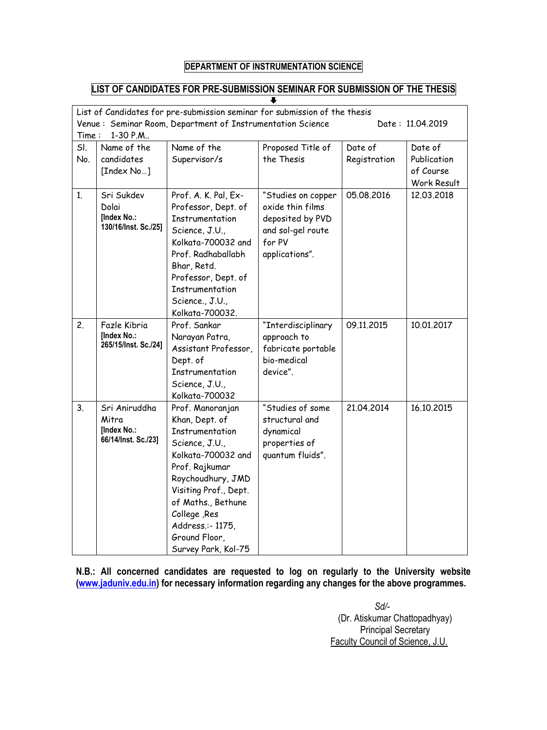# DEPARTMENT OF INSTRUMENTATION SCIENCE

## LIST OF CANDIDATES FOR PRE-SUBMISSION SEMINAR FOR SUBMISSION OF THE THESIS

List of Candidates for pre-submission seminar for submission of the thesis
Venue : Seminar Room, Department of Instrumentation Science Date : 11.04.2019
Time : 1-30 P.M..

| Sl. No. | Name of the candidates [Index No…] | Name of the Supervisor/s | Proposed Title of the Thesis | Date of Registration | Date of Publication of Course Work Result |
|---|---|---|---|---|---|
| 1. | Sri Sukdev Dolai **[Index No.: 130/16/Inst. Sc./25]** | Prof. A. K. Pal, Ex-Professor, Dept. of Instrumentation Science, J.U., Kolkata-700032 and Prof. Radhaballabh Bhar, Retd. Professor, Dept. of Instrumentation Science., J.U., Kolkata-700032. | "Studies on copper oxide thin films deposited by PVD and sol-gel route for PV applications". | 05.08.2016 | 12.03.2018 |
| 2. | Fazle Kibria **[Index No.: 265/15/Inst. Sc./24]** | Prof. Sankar Narayan Patra, Assistant Professor, Dept. of Instrumentation Science, J.U., Kolkata-700032 | "Interdisciplinary approach to fabricate portable bio-medical device". | 09.11.2015 | 10.01.2017 |
| 3. | Sri Aniruddha Mitra **[Index No.: 66/14/Inst. Sc./23]** | Prof. Manoranjan Khan, Dept. of Instrumentation Science, J.U., Kolkata-700032 and Prof. Rajkumar Roychoudhury, JMD Visiting Prof., Dept. of Maths., Bethune College ,Res Address.:- 1175, Ground Floor, Survey Park, Kol-75 | "Studies of some structural and dynamical properties of quantum fluids". | 21.04.2014 | 16.10.2015 |

**N.B.: All concerned candidates are requested to log on regularly to the University website (www.jaduniv.edu.in) for necessary information regarding any changes for the above programmes.**

*Sd/-*
(Dr. Atiskumar Chattopadhyay)
Principal Secretary
Faculty Council of Science, J.U.